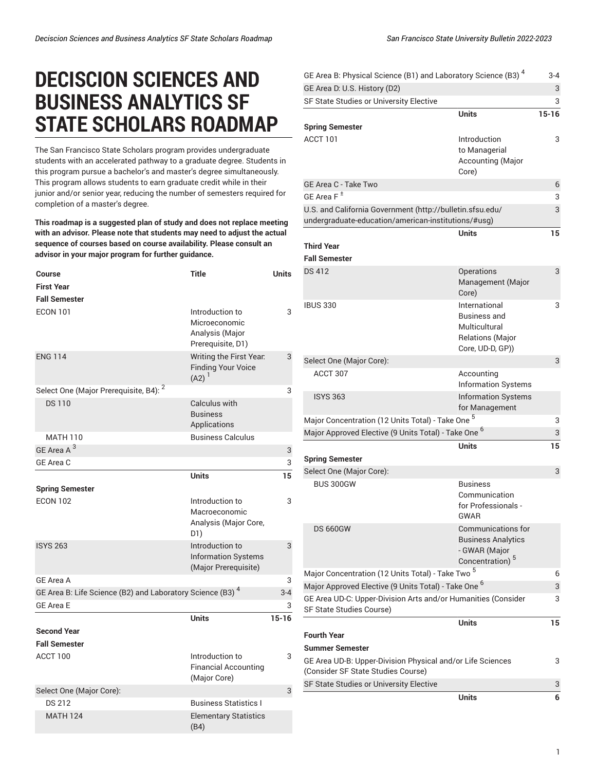# DECISCION SCIENCES AND BUSINESS ANALYTICS SF STATE SCHOLARS ROADMAP

The San Francisco State Scholars program provides undergraduate students with an accelerated pathway to a graduate degree. Students in this program pursue a bachelor's and master's degree simultaneously. This program allows students to earn graduate credit while in their junior and/or senior year, reducing the number of semesters required for completion of a master's degree.

**This roadmap is a suggested plan of study and does not replace meeting with an advisor. Please note that students may need to adjust the actual sequence of courses based on course availability. Please consult an advisor in your major program for further guidance.**

| Course | Title | Units |
|---|---|---|
| **First Year** | | |
| **Fall Semester** | | |
| ECON 101 | Introduction to Microeconomic Analysis (Major Prerequisite, D1) | 3 |
| ENG 114 | Writing the First Year: Finding Your Voice (A2) [1] | 3 |
| Select One (Major Prerequisite, B4): [2] | | 3 |
| DS 110 | Calculus with Business Applications | |
| MATH 110 | Business Calculus | |
| GE Area A [3] | | 3 |
| GE Area C | | 3 |
| | **Units** | **15** |
| **Spring Semester** | | |
| ECON 102 | Introduction to Macroeconomic Analysis (Major Core, D1) | 3 |
| ISYS 263 | Introduction to Information Systems (Major Prerequisite) | 3 |
| GE Area A | | 3 |
| GE Area B: Life Science (B2) and Laboratory Science (B3) [4] | | 3-4 |
| GE Area E | | 3 |
| | **Units** | **15-16** |
| **Second Year** | | |
| **Fall Semester** | | |
| ACCT 100 | Introduction to Financial Accounting (Major Core) | 3 |
| Select One (Major Core): | | 3 |
| DS 212 | Business Statistics I | |
| MATH 124 | Elementary Statistics (B4) | |
| GE Area B: Physical Science (B1) and Laboratory Science (B3) [4] | | 3-4 |
| GE Area D: U.S. History (D2) | | 3 |
| SF State Studies or University Elective | | 3 |
| | **Units** | **15-16** |
| **Spring Semester** | | |
| ACCT 101 | Introduction to Managerial Accounting (Major Core) | 3 |
| GE Area C - Take Two | | 6 |
| GE Area F [±] | | 3 |
| U.S. and California Government (http://bulletin.sfsu.edu/undergraduate-education/american-institutions/#usg) | | 3 |
| | **Units** | **15** |
| **Third Year** | | |
| **Fall Semester** | | |
| DS 412 | Operations Management (Major Core) | 3 |
| IBUS 330 | International Business and Multicultural Relations (Major Core, UD-D, GP)) | 3 |
| Select One (Major Core): | | 3 |
| ACCT 307 | Accounting Information Systems | |
| ISYS 363 | Information Systems for Management | |
| Major Concentration (12 Units Total) - Take One [5] | | 3 |
| Major Approved Elective (9 Units Total) - Take One [6] | | 3 |
| | **Units** | **15** |
| **Spring Semester** | | |
| Select One (Major Core): | | 3 |
| BUS 300GW | Business Communication for Professionals - GWAR | |
| DS 660GW | Communications for Business Analytics - GWAR (Major Concentration) [5] | |
| Major Concentration (12 Units Total) - Take Two [5] | | 6 |
| Major Approved Elective (9 Units Total) - Take One [6] | | 3 |
| GE Area UD-C: Upper-Division Arts and/or Humanities (Consider SF State Studies Course) | | 3 |
| | **Units** | **15** |
| **Fourth Year** | | |
| **Summer Semester** | | |
| GE Area UD-B: Upper-Division Physical and/or Life Sciences (Consider SF State Studies Course) | | 3 |
| SF State Studies or University Elective | | 3 |
| | **Units** | **6** |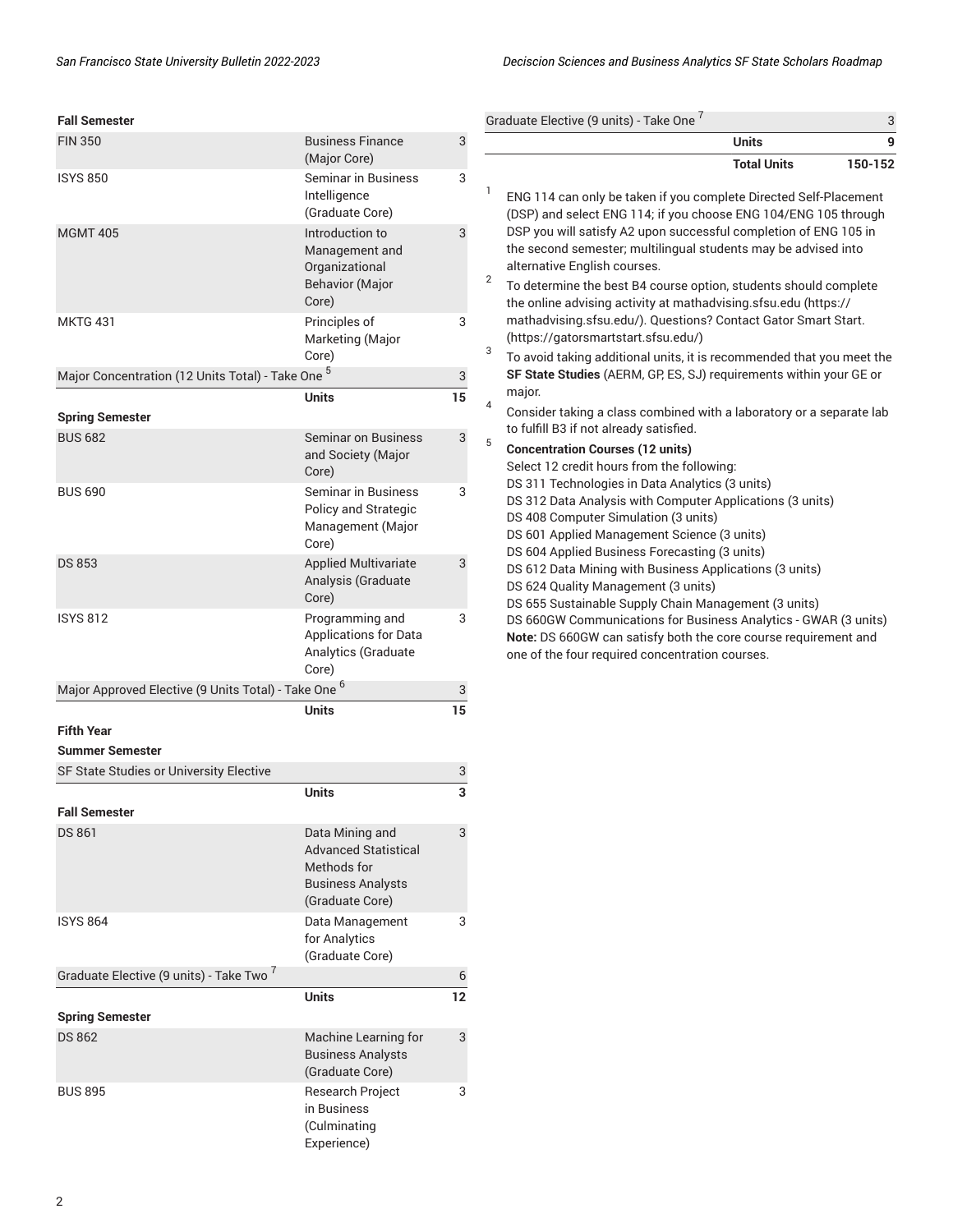| Fall Semester | | |
|---|---|---|
| FIN 350 | Business Finance (Major Core) | 3 |
| ISYS 850 | Seminar in Business Intelligence (Graduate Core) | 3 |
| MGMT 405 | Introduction to Management and Organizational Behavior (Major Core) | 3 |
| MKTG 431 | Principles of Marketing (Major Core) | 3 |
| Major Concentration (12 Units Total) - Take One [5] | | 3 |
| | Units | 15 |
| **Spring Semester** | | |
| BUS 682 | Seminar on Business and Society (Major Core) | 3 |
| BUS 690 | Seminar in Business Policy and Strategic Management (Major Core) | 3 |
| DS 853 | Applied Multivariate Analysis (Graduate Core) | 3 |
| ISYS 812 | Programming and Applications for Data Analytics (Graduate Core) | 3 |
| Major Approved Elective (9 Units Total) - Take One [6] | | 3 |
| | Units | 15 |
| **Fifth Year** | | |
| **Summer Semester** | | |
| SF State Studies or University Elective | | 3 |
| | Units | 3 |
| **Fall Semester** | | |
| DS 861 | Data Mining and Advanced Statistical Methods for Business Analysts (Graduate Core) | 3 |
| ISYS 864 | Data Management for Analytics (Graduate Core) | 3 |
| Graduate Elective (9 units) - Take Two [7] | | 6 |
| | Units | 12 |
| **Spring Semester** | | |
| DS 862 | Machine Learning for Business Analysts (Graduate Core) | 3 |
| BUS 895 | Research Project in Business (Culminating Experience) | 3 |
| Graduate Elective (9 units) - Take One [7] | | 3 |
| | Units | 9 |
| | Total Units | 150-152 |

1. ENG 114 can only be taken if you complete Directed Self-Placement (DSP) and select ENG 114; if you choose ENG 104/ENG 105 through DSP you will satisfy A2 upon successful completion of ENG 105 in the second semester; multilingual students may be advised into alternative English courses.
2. To determine the best B4 course option, students should complete the online advising activity at mathadvising.sfsu.edu (https://mathadvising.sfsu.edu/). Questions? Contact Gator Smart Start. (https://gatorsmartstart.sfsu.edu/)
3. To avoid taking additional units, it is recommended that you meet the **SF State Studies** (AERM, GP, ES, SJ) requirements within your GE or major.
4. Consider taking a class combined with a laboratory or a separate lab to fulfill B3 if not already satisfied.
5. **Concentration Courses (12 units)**
   Select 12 credit hours from the following:
   DS 311 Technologies in Data Analytics (3 units)
   DS 312 Data Analysis with Computer Applications (3 units)
   DS 408 Computer Simulation (3 units)
   DS 601 Applied Management Science (3 units)
   DS 604 Applied Business Forecasting (3 units)
   DS 612 Data Mining with Business Applications (3 units)
   DS 624 Quality Management (3 units)
   DS 655 Sustainable Supply Chain Management (3 units)
   DS 660GW Communications for Business Analytics - GWAR (3 units)
   **Note:** DS 660GW can satisfy both the core course requirement and one of the four required concentration courses.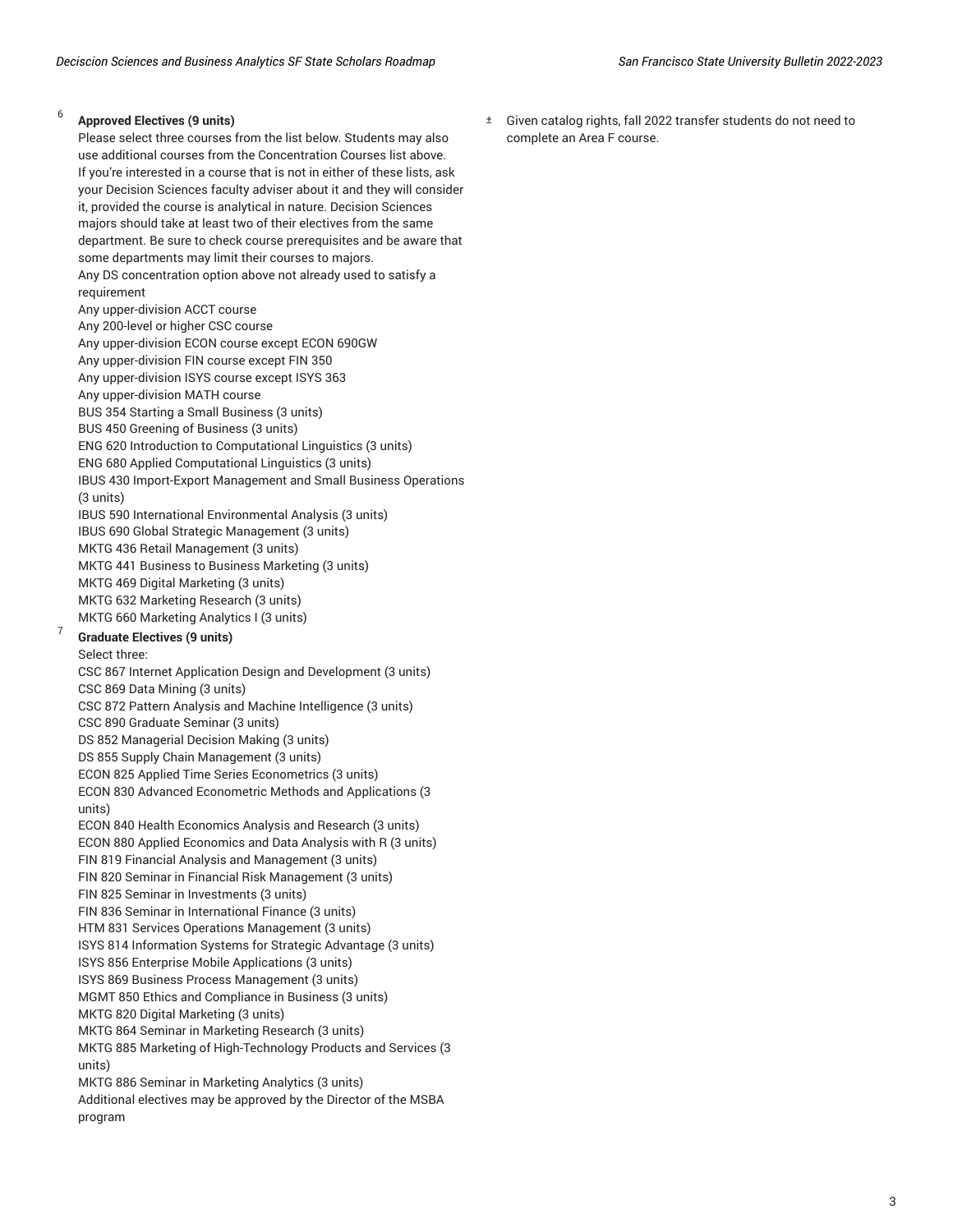[6] **Approved Electives (9 units)**

Please select three courses from the list below. Students may also use additional courses from the Concentration Courses list above. If you're interested in a course that is not in either of these lists, ask your Decision Sciences faculty adviser about it and they will consider it, provided the course is analytical in nature. Decision Sciences majors should take at least two of their electives from the same department. Be sure to check course prerequisites and be aware that some departments may limit their courses to majors.

Any DS concentration option above not already used to satisfy a requirement
Any upper-division ACCT course
Any 200-level or higher CSC course
Any upper-division ECON course except ECON 690GW
Any upper-division FIN course except FIN 350
Any upper-division ISYS course except ISYS 363
Any upper-division MATH course
BUS 354 Starting a Small Business (3 units)
BUS 450 Greening of Business (3 units)
ENG 620 Introduction to Computational Linguistics (3 units)
ENG 680 Applied Computational Linguistics (3 units)
IBUS 430 Import-Export Management and Small Business Operations (3 units)
IBUS 590 International Environmental Analysis (3 units)
IBUS 690 Global Strategic Management (3 units)
MKTG 436 Retail Management (3 units)
MKTG 441 Business to Business Marketing (3 units)
MKTG 469 Digital Marketing (3 units)
MKTG 632 Marketing Research (3 units)
MKTG 660 Marketing Analytics I (3 units)

[7] **Graduate Electives (9 units)**

Select three:
CSC 867 Internet Application Design and Development (3 units)
CSC 869 Data Mining (3 units)
CSC 872 Pattern Analysis and Machine Intelligence (3 units)
CSC 890 Graduate Seminar (3 units)
DS 852 Managerial Decision Making (3 units)
DS 855 Supply Chain Management (3 units)
ECON 825 Applied Time Series Econometrics (3 units)
ECON 830 Advanced Econometric Methods and Applications (3 units)
ECON 840 Health Economics Analysis and Research (3 units)
ECON 880 Applied Economics and Data Analysis with R (3 units)
FIN 819 Financial Analysis and Management (3 units)
FIN 820 Seminar in Financial Risk Management (3 units)
FIN 825 Seminar in Investments (3 units)
FIN 836 Seminar in International Finance (3 units)
HTM 831 Services Operations Management (3 units)
ISYS 814 Information Systems for Strategic Advantage (3 units)
ISYS 856 Enterprise Mobile Applications (3 units)
ISYS 869 Business Process Management (3 units)
MGMT 850 Ethics and Compliance in Business (3 units)
MKTG 820 Digital Marketing (3 units)
MKTG 864 Seminar in Marketing Research (3 units)
MKTG 885 Marketing of High-Technology Products and Services (3 units)
MKTG 886 Seminar in Marketing Analytics (3 units)
Additional electives may be approved by the Director of the MSBA program

± Given catalog rights, fall 2022 transfer students do not need to complete an Area F course.